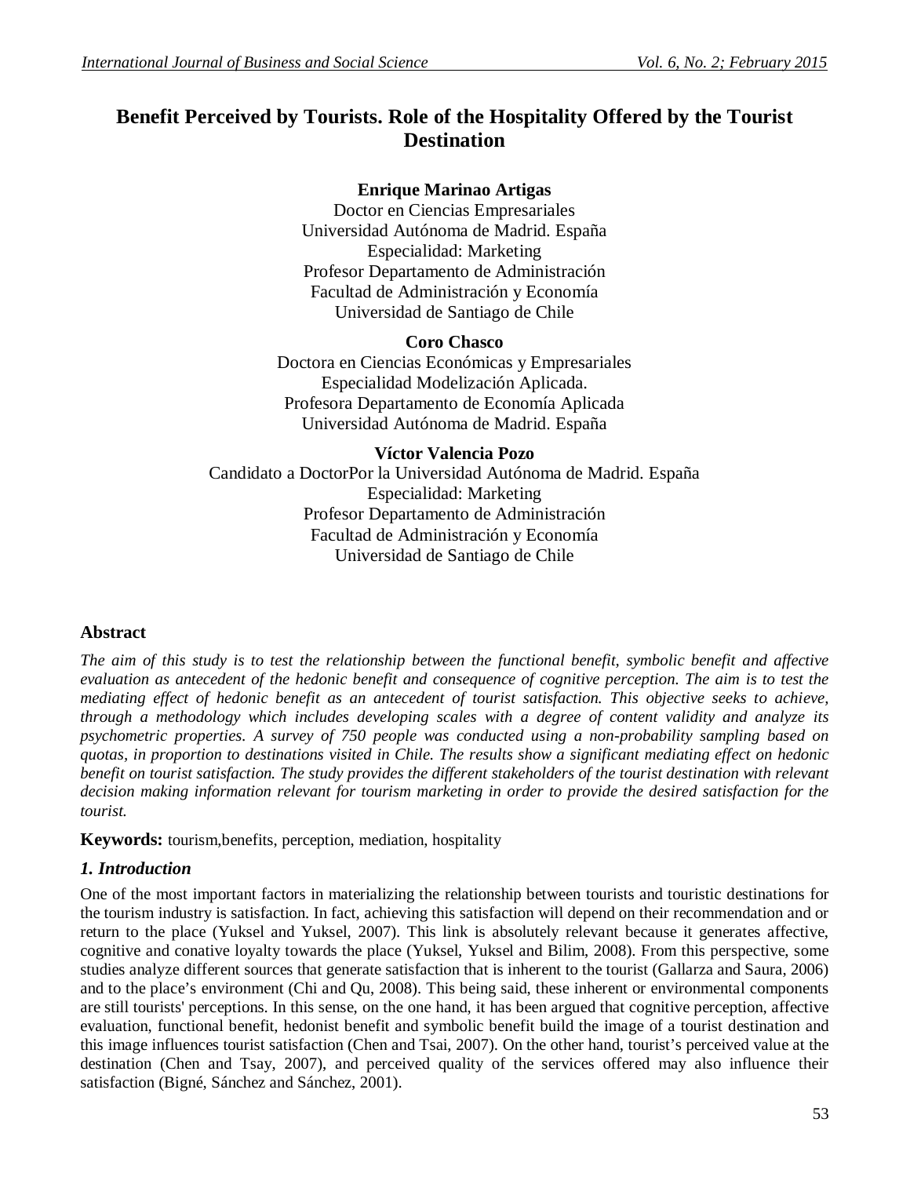# Benefit Perceived by Tourists. Role of the Hospitality Offered by the Tourist Destination

**Enrique Marinao Artigas**
Doctor en Ciencias Empresariales
Universidad Autónoma de Madrid. España
Especialidad: Marketing
Profesor Departamento de Administración
Facultad de Administración y Economía
Universidad de Santiago de Chile

**Coro Chasco**
Doctora en Ciencias Económicas y Empresariales
Especialidad Modelización Aplicada.
Profesora Departamento de Economía Aplicada
Universidad Autónoma de Madrid. España

**Víctor Valencia Pozo**
Candidato a DoctorPor la Universidad Autónoma de Madrid. España
Especialidad: Marketing
Profesor Departamento de Administración
Facultad de Administración y Economía
Universidad de Santiago de Chile

## Abstract

*The aim of this study is to test the relationship between the functional benefit, symbolic benefit and affective evaluation as antecedent of the hedonic benefit and consequence of cognitive perception. The aim is to test the mediating effect of hedonic benefit as an antecedent of tourist satisfaction. This objective seeks to achieve, through a methodology which includes developing scales with a degree of content validity and analyze its psychometric properties. A survey of 750 people was conducted using a non-probability sampling based on quotas, in proportion to destinations visited in Chile. The results show a significant mediating effect on hedonic benefit on tourist satisfaction. The study provides the different stakeholders of the tourist destination with relevant decision making information relevant for tourism marketing in order to provide the desired satisfaction for the tourist.*

**Keywords:** tourism,benefits, perception, mediation, hospitality

## *1. Introduction*

One of the most important factors in materializing the relationship between tourists and touristic destinations for the tourism industry is satisfaction. In fact, achieving this satisfaction will depend on their recommendation and or return to the place (Yuksel and Yuksel, 2007). This link is absolutely relevant because it generates affective, cognitive and conative loyalty towards the place (Yuksel, Yuksel and Bilim, 2008). From this perspective, some studies analyze different sources that generate satisfaction that is inherent to the tourist (Gallarza and Saura, 2006) and to the place's environment (Chi and Qu, 2008). This being said, these inherent or environmental components are still tourists' perceptions. In this sense, on the one hand, it has been argued that cognitive perception, affective evaluation, functional benefit, hedonist benefit and symbolic benefit build the image of a tourist destination and this image influences tourist satisfaction (Chen and Tsai, 2007). On the other hand, tourist's perceived value at the destination (Chen and Tsay, 2007), and perceived quality of the services offered may also influence their satisfaction (Bigné, Sánchez and Sánchez, 2001).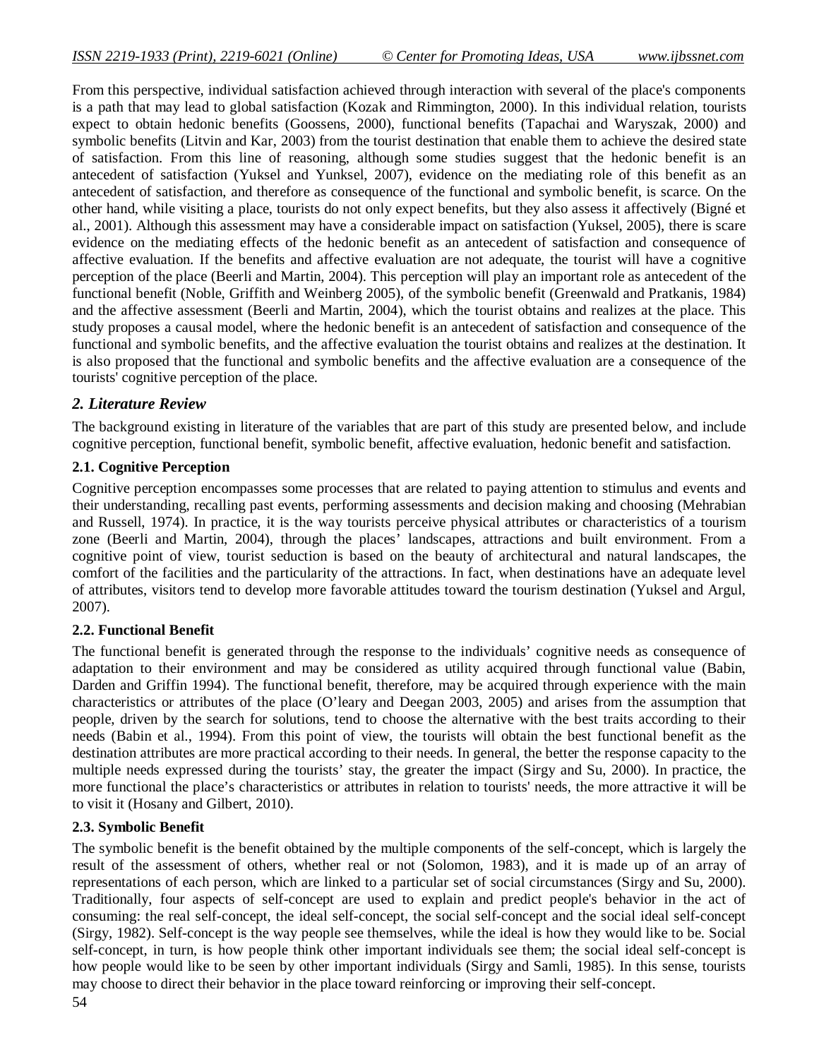From this perspective, individual satisfaction achieved through interaction with several of the place's components is a path that may lead to global satisfaction (Kozak and Rimmington, 2000). In this individual relation, tourists expect to obtain hedonic benefits (Goossens, 2000), functional benefits (Tapachai and Waryszak, 2000) and symbolic benefits (Litvin and Kar, 2003) from the tourist destination that enable them to achieve the desired state of satisfaction. From this line of reasoning, although some studies suggest that the hedonic benefit is an antecedent of satisfaction (Yuksel and Yunksel, 2007), evidence on the mediating role of this benefit as an antecedent of satisfaction, and therefore as consequence of the functional and symbolic benefit, is scarce. On the other hand, while visiting a place, tourists do not only expect benefits, but they also assess it affectively (Bigné et al., 2001). Although this assessment may have a considerable impact on satisfaction (Yuksel, 2005), there is scare evidence on the mediating effects of the hedonic benefit as an antecedent of satisfaction and consequence of affective evaluation. If the benefits and affective evaluation are not adequate, the tourist will have a cognitive perception of the place (Beerli and Martin, 2004). This perception will play an important role as antecedent of the functional benefit (Noble, Griffith and Weinberg 2005), of the symbolic benefit (Greenwald and Pratkanis, 1984) and the affective assessment (Beerli and Martin, 2004), which the tourist obtains and realizes at the place. This study proposes a causal model, where the hedonic benefit is an antecedent of satisfaction and consequence of the functional and symbolic benefits, and the affective evaluation the tourist obtains and realizes at the destination. It is also proposed that the functional and symbolic benefits and the affective evaluation are a consequence of the tourists' cognitive perception of the place.

## *2. Literature Review*

The background existing in literature of the variables that are part of this study are presented below, and include cognitive perception, functional benefit, symbolic benefit, affective evaluation, hedonic benefit and satisfaction.

### 2.1. Cognitive Perception

Cognitive perception encompasses some processes that are related to paying attention to stimulus and events and their understanding, recalling past events, performing assessments and decision making and choosing (Mehrabian and Russell, 1974). In practice, it is the way tourists perceive physical attributes or characteristics of a tourism zone (Beerli and Martin, 2004), through the places' landscapes, attractions and built environment. From a cognitive point of view, tourist seduction is based on the beauty of architectural and natural landscapes, the comfort of the facilities and the particularity of the attractions. In fact, when destinations have an adequate level of attributes, visitors tend to develop more favorable attitudes toward the tourism destination (Yuksel and Argul, 2007).

### 2.2. Functional Benefit

The functional benefit is generated through the response to the individuals' cognitive needs as consequence of adaptation to their environment and may be considered as utility acquired through functional value (Babin, Darden and Griffin 1994). The functional benefit, therefore, may be acquired through experience with the main characteristics or attributes of the place (O'leary and Deegan 2003, 2005) and arises from the assumption that people, driven by the search for solutions, tend to choose the alternative with the best traits according to their needs (Babin et al., 1994). From this point of view, the tourists will obtain the best functional benefit as the destination attributes are more practical according to their needs. In general, the better the response capacity to the multiple needs expressed during the tourists' stay, the greater the impact (Sirgy and Su, 2000). In practice, the more functional the place's characteristics or attributes in relation to tourists' needs, the more attractive it will be to visit it (Hosany and Gilbert, 2010).

### 2.3. Symbolic Benefit

The symbolic benefit is the benefit obtained by the multiple components of the self-concept, which is largely the result of the assessment of others, whether real or not (Solomon, 1983), and it is made up of an array of representations of each person, which are linked to a particular set of social circumstances (Sirgy and Su, 2000). Traditionally, four aspects of self-concept are used to explain and predict people's behavior in the act of consuming: the real self-concept, the ideal self-concept, the social self-concept and the social ideal self-concept (Sirgy, 1982). Self-concept is the way people see themselves, while the ideal is how they would like to be. Social self-concept, in turn, is how people think other important individuals see them; the social ideal self-concept is how people would like to be seen by other important individuals (Sirgy and Samli, 1985). In this sense, tourists may choose to direct their behavior in the place toward reinforcing or improving their self-concept.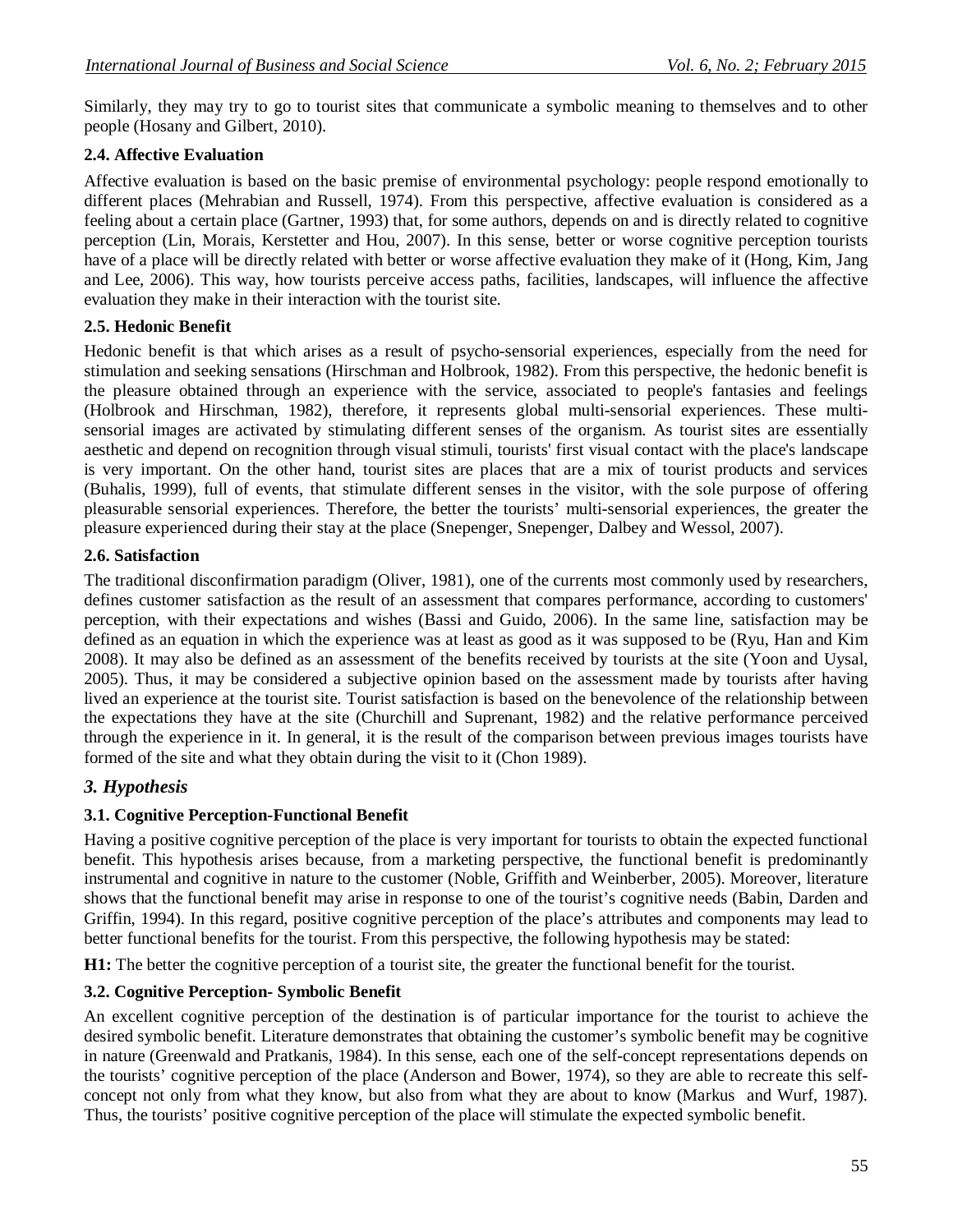Similarly, they may try to go to tourist sites that communicate a symbolic meaning to themselves and to other people (Hosany and Gilbert, 2010).

### 2.4. Affective Evaluation

Affective evaluation is based on the basic premise of environmental psychology: people respond emotionally to different places (Mehrabian and Russell, 1974). From this perspective, affective evaluation is considered as a feeling about a certain place (Gartner, 1993) that, for some authors, depends on and is directly related to cognitive perception (Lin, Morais, Kerstetter and Hou, 2007). In this sense, better or worse cognitive perception tourists have of a place will be directly related with better or worse affective evaluation they make of it (Hong, Kim, Jang and Lee, 2006). This way, how tourists perceive access paths, facilities, landscapes, will influence the affective evaluation they make in their interaction with the tourist site.

### 2.5. Hedonic Benefit

Hedonic benefit is that which arises as a result of psycho-sensorial experiences, especially from the need for stimulation and seeking sensations (Hirschman and Holbrook, 1982). From this perspective, the hedonic benefit is the pleasure obtained through an experience with the service, associated to people's fantasies and feelings (Holbrook and Hirschman, 1982), therefore, it represents global multi-sensorial experiences. These multi-sensorial images are activated by stimulating different senses of the organism. As tourist sites are essentially aesthetic and depend on recognition through visual stimuli, tourists' first visual contact with the place's landscape is very important. On the other hand, tourist sites are places that are a mix of tourist products and services (Buhalis, 1999), full of events, that stimulate different senses in the visitor, with the sole purpose of offering pleasurable sensorial experiences. Therefore, the better the tourists' multi-sensorial experiences, the greater the pleasure experienced during their stay at the place (Snepenger, Snepenger, Dalbey and Wessol, 2007).

### 2.6. Satisfaction

The traditional disconfirmation paradigm (Oliver, 1981), one of the currents most commonly used by researchers, defines customer satisfaction as the result of an assessment that compares performance, according to customers' perception, with their expectations and wishes (Bassi and Guido, 2006). In the same line, satisfaction may be defined as an equation in which the experience was at least as good as it was supposed to be (Ryu, Han and Kim 2008). It may also be defined as an assessment of the benefits received by tourists at the site (Yoon and Uysal, 2005). Thus, it may be considered a subjective opinion based on the assessment made by tourists after having lived an experience at the tourist site. Tourist satisfaction is based on the benevolence of the relationship between the expectations they have at the site (Churchill and Suprenant, 1982) and the relative performance perceived through the experience in it. In general, it is the result of the comparison between previous images tourists have formed of the site and what they obtain during the visit to it (Chon 1989).

## *3. Hypothesis*

### 3.1. Cognitive Perception-Functional Benefit

Having a positive cognitive perception of the place is very important for tourists to obtain the expected functional benefit. This hypothesis arises because, from a marketing perspective, the functional benefit is predominantly instrumental and cognitive in nature to the customer (Noble, Griffith and Weinberber, 2005). Moreover, literature shows that the functional benefit may arise in response to one of the tourist's cognitive needs (Babin, Darden and Griffin, 1994). In this regard, positive cognitive perception of the place's attributes and components may lead to better functional benefits for the tourist. From this perspective, the following hypothesis may be stated:

**H1:** The better the cognitive perception of a tourist site, the greater the functional benefit for the tourist.

### 3.2. Cognitive Perception- Symbolic Benefit

An excellent cognitive perception of the destination is of particular importance for the tourist to achieve the desired symbolic benefit. Literature demonstrates that obtaining the customer's symbolic benefit may be cognitive in nature (Greenwald and Pratkanis, 1984). In this sense, each one of the self-concept representations depends on the tourists' cognitive perception of the place (Anderson and Bower, 1974), so they are able to recreate this self-concept not only from what they know, but also from what they are about to know (Markus and Wurf, 1987). Thus, the tourists' positive cognitive perception of the place will stimulate the expected symbolic benefit.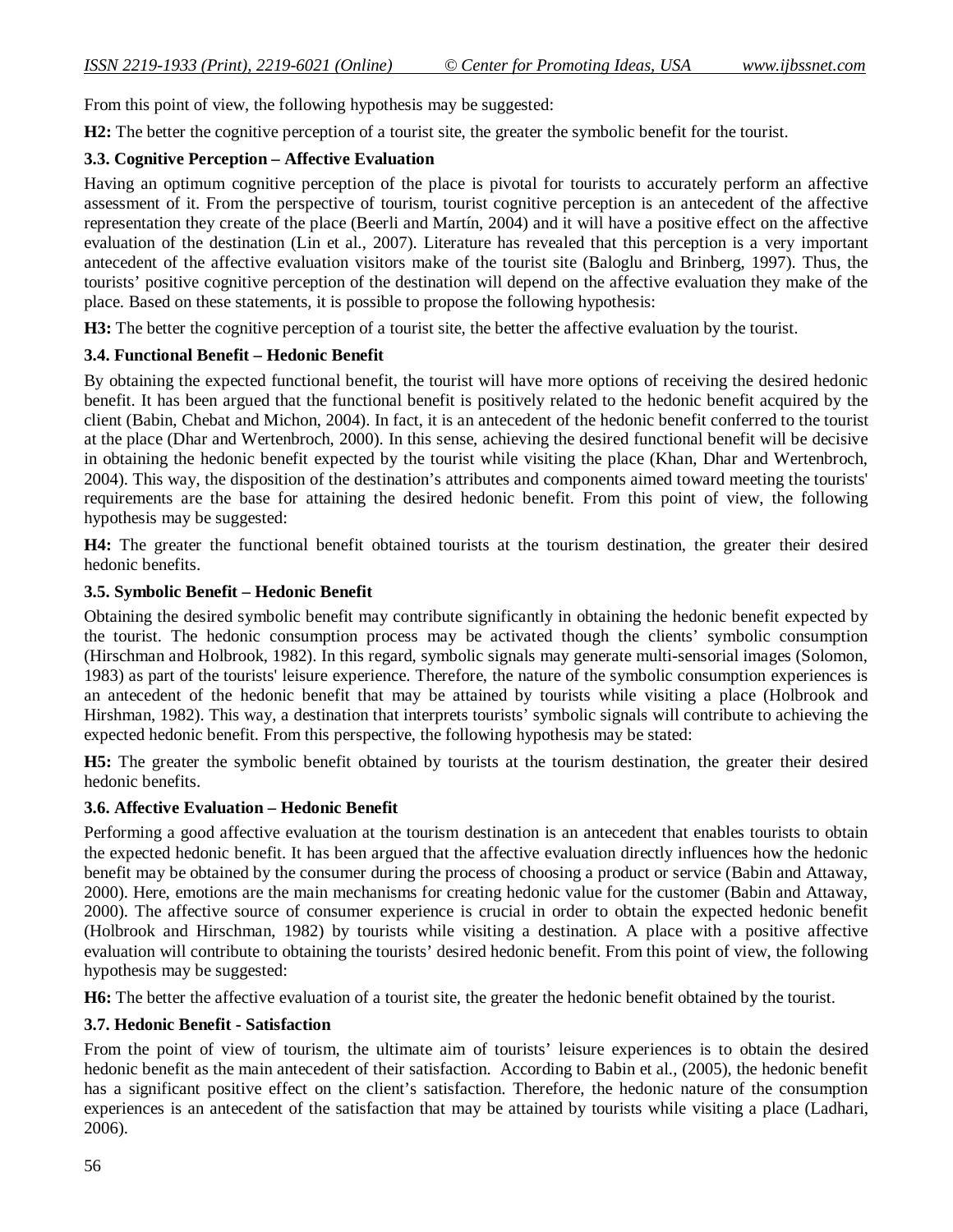From this point of view, the following hypothesis may be suggested:

**H2:** The better the cognitive perception of a tourist site, the greater the symbolic benefit for the tourist.

### 3.3. Cognitive Perception – Affective Evaluation

Having an optimum cognitive perception of the place is pivotal for tourists to accurately perform an affective assessment of it. From the perspective of tourism, tourist cognitive perception is an antecedent of the affective representation they create of the place (Beerli and Martín, 2004) and it will have a positive effect on the affective evaluation of the destination (Lin et al., 2007). Literature has revealed that this perception is a very important antecedent of the affective evaluation visitors make of the tourist site (Baloglu and Brinberg, 1997). Thus, the tourists' positive cognitive perception of the destination will depend on the affective evaluation they make of the place. Based on these statements, it is possible to propose the following hypothesis:

**H3:** The better the cognitive perception of a tourist site, the better the affective evaluation by the tourist.

### 3.4. Functional Benefit – Hedonic Benefit

By obtaining the expected functional benefit, the tourist will have more options of receiving the desired hedonic benefit. It has been argued that the functional benefit is positively related to the hedonic benefit acquired by the client (Babin, Chebat and Michon, 2004). In fact, it is an antecedent of the hedonic benefit conferred to the tourist at the place (Dhar and Wertenbroch, 2000). In this sense, achieving the desired functional benefit will be decisive in obtaining the hedonic benefit expected by the tourist while visiting the place (Khan, Dhar and Wertenbroch, 2004). This way, the disposition of the destination's attributes and components aimed toward meeting the tourists' requirements are the base for attaining the desired hedonic benefit. From this point of view, the following hypothesis may be suggested:

**H4:** The greater the functional benefit obtained tourists at the tourism destination, the greater their desired hedonic benefits.

### 3.5. Symbolic Benefit – Hedonic Benefit

Obtaining the desired symbolic benefit may contribute significantly in obtaining the hedonic benefit expected by the tourist. The hedonic consumption process may be activated though the clients' symbolic consumption (Hirschman and Holbrook, 1982). In this regard, symbolic signals may generate multi-sensorial images (Solomon, 1983) as part of the tourists' leisure experience. Therefore, the nature of the symbolic consumption experiences is an antecedent of the hedonic benefit that may be attained by tourists while visiting a place (Holbrook and Hirshman, 1982). This way, a destination that interprets tourists' symbolic signals will contribute to achieving the expected hedonic benefit. From this perspective, the following hypothesis may be stated:

**H5:** The greater the symbolic benefit obtained by tourists at the tourism destination, the greater their desired hedonic benefits.

### 3.6. Affective Evaluation – Hedonic Benefit

Performing a good affective evaluation at the tourism destination is an antecedent that enables tourists to obtain the expected hedonic benefit. It has been argued that the affective evaluation directly influences how the hedonic benefit may be obtained by the consumer during the process of choosing a product or service (Babin and Attaway, 2000). Here, emotions are the main mechanisms for creating hedonic value for the customer (Babin and Attaway, 2000). The affective source of consumer experience is crucial in order to obtain the expected hedonic benefit (Holbrook and Hirschman, 1982) by tourists while visiting a destination. A place with a positive affective evaluation will contribute to obtaining the tourists' desired hedonic benefit. From this point of view, the following hypothesis may be suggested:

**H6:** The better the affective evaluation of a tourist site, the greater the hedonic benefit obtained by the tourist.

### 3.7. Hedonic Benefit - Satisfaction

From the point of view of tourism, the ultimate aim of tourists' leisure experiences is to obtain the desired hedonic benefit as the main antecedent of their satisfaction. According to Babin et al., (2005), the hedonic benefit has a significant positive effect on the client's satisfaction. Therefore, the hedonic nature of the consumption experiences is an antecedent of the satisfaction that may be attained by tourists while visiting a place (Ladhari, 2006).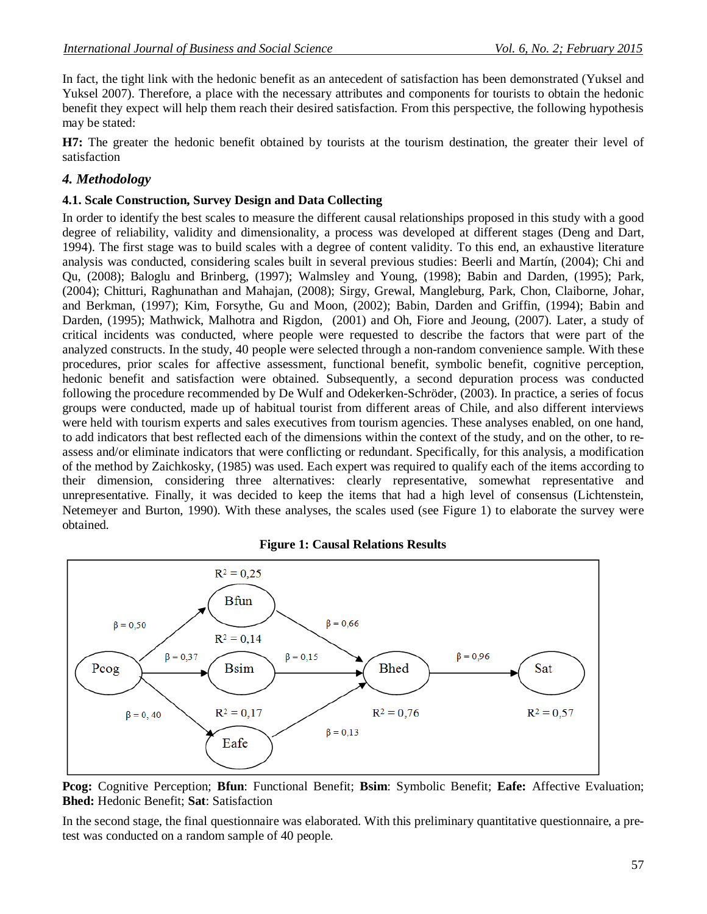In fact, the tight link with the hedonic benefit as an antecedent of satisfaction has been demonstrated (Yuksel and Yuksel 2007). Therefore, a place with the necessary attributes and components for tourists to obtain the hedonic benefit they expect will help them reach their desired satisfaction. From this perspective, the following hypothesis may be stated:

**H7:** The greater the hedonic benefit obtained by tourists at the tourism destination, the greater their level of satisfaction

## *4. Methodology*

### 4.1. Scale Construction, Survey Design and Data Collecting

In order to identify the best scales to measure the different causal relationships proposed in this study with a good degree of reliability, validity and dimensionality, a process was developed at different stages (Deng and Dart, 1994). The first stage was to build scales with a degree of content validity. To this end, an exhaustive literature analysis was conducted, considering scales built in several previous studies: Beerli and Martín, (2004); Chi and Qu, (2008); Baloglu and Brinberg, (1997); Walmsley and Young, (1998); Babin and Darden, (1995); Park, (2004); Chitturi, Raghunathan and Mahajan, (2008); Sirgy, Grewal, Mangleburg, Park, Chon, Claiborne, Johar, and Berkman, (1997); Kim, Forsythe, Gu and Moon, (2002); Babin, Darden and Griffin, (1994); Babin and Darden, (1995); Mathwick, Malhotra and Rigdon, (2001) and Oh, Fiore and Jeoung, (2007). Later, a study of critical incidents was conducted, where people were requested to describe the factors that were part of the analyzed constructs. In the study, 40 people were selected through a non-random convenience sample. With these procedures, prior scales for affective assessment, functional benefit, symbolic benefit, cognitive perception, hedonic benefit and satisfaction were obtained. Subsequently, a second depuration process was conducted following the procedure recommended by De Wulf and Odekerken-Schröder, (2003). In practice, a series of focus groups were conducted, made up of habitual tourist from different areas of Chile, and also different interviews were held with tourism experts and sales executives from tourism agencies. These analyses enabled, on one hand, to add indicators that best reflected each of the dimensions within the context of the study, and on the other, to re-assess and/or eliminate indicators that were conflicting or redundant. Specifically, for this analysis, a modification of the method by Zaichkosky, (1985) was used. Each expert was required to qualify each of the items according to their dimension, considering three alternatives: clearly representative, somewhat representative and unrepresentative. Finally, it was decided to keep the items that had a high level of consensus (Lichtenstein, Netemeyer and Burton, 1990). With these analyses, the scales used (see Figure 1) to elaborate the survey were obtained.

**Figure 1: Causal Relations Results**

| Path | β |
|---|---|
| Pcog → Bfun | 0,50 |
| Pcog → Bsim | 0,37 |
| Pcog → Eafe | 0, 40 |
| Bfun → Bhed | 0,66 |
| Bsim → Bhed | 0,15 |
| Eafe → Bhed | 0,13 |
| Bhed → Sat | 0,96 |

$R^2$: Bfun = 0,25; Bsim = 0,14; Eafe = 0,17; Bhed = 0,76; Sat = 0,57

**Pcog:** Cognitive Perception; **Bfun**: Functional Benefit; **Bsim**: Symbolic Benefit; **Eafe:** Affective Evaluation; **Bhed:** Hedonic Benefit; **Sat**: Satisfaction

In the second stage, the final questionnaire was elaborated. With this preliminary quantitative questionnaire, a pre-test was conducted on a random sample of 40 people.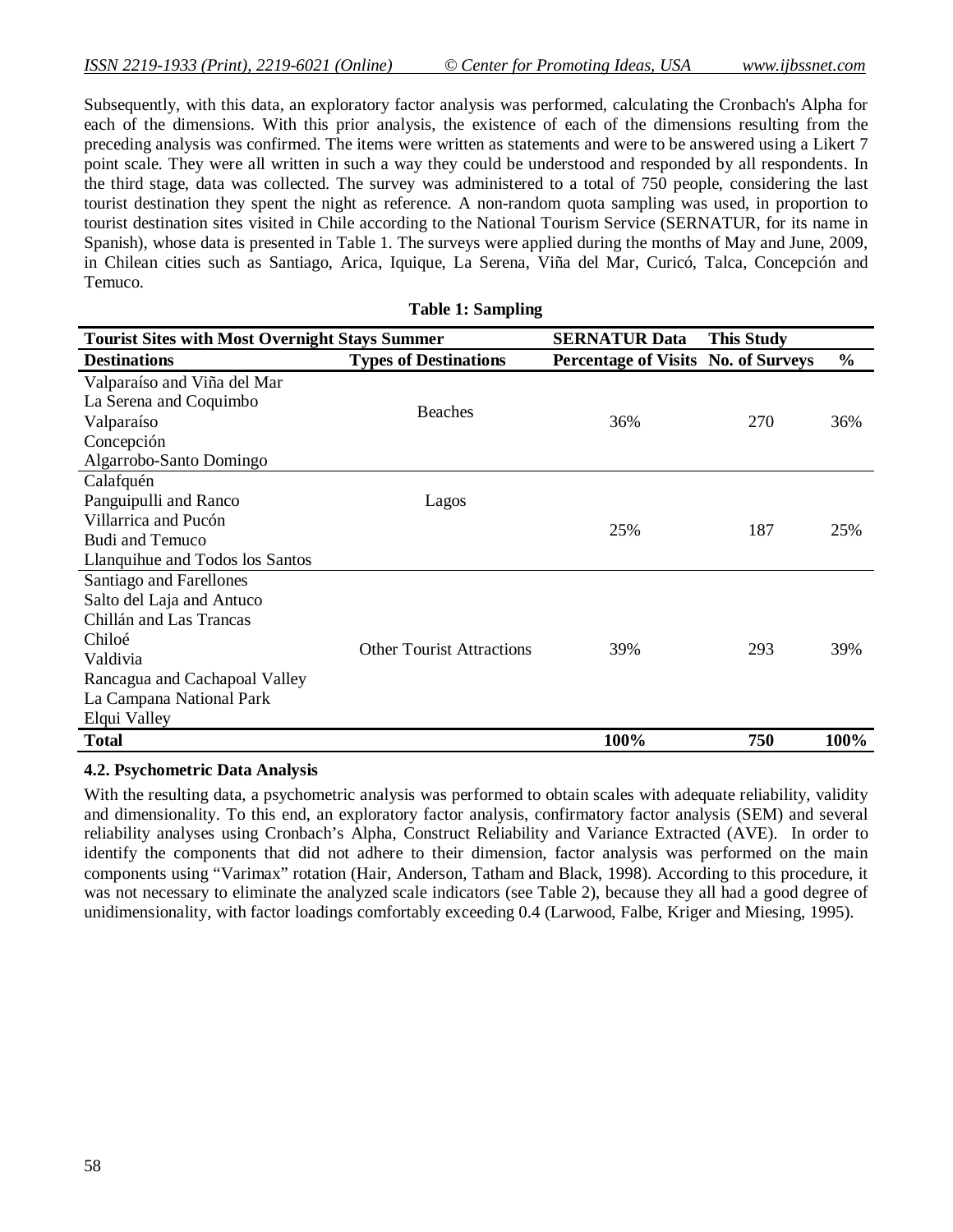Subsequently, with this data, an exploratory factor analysis was performed, calculating the Cronbach's Alpha for each of the dimensions. With this prior analysis, the existence of each of the dimensions resulting from the preceding analysis was confirmed. The items were written as statements and were to be answered using a Likert 7 point scale. They were all written in such a way they could be understood and responded by all respondents. In the third stage, data was collected. The survey was administered to a total of 750 people, considering the last tourist destination they spent the night as reference. A non-random quota sampling was used, in proportion to tourist destination sites visited in Chile according to the National Tourism Service (SERNATUR, for its name in Spanish), whose data is presented in Table 1. The surveys were applied during the months of May and June, 2009, in Chilean cities such as Santiago, Arica, Iquique, La Serena, Viña del Mar, Curicó, Talca, Concepción and Temuco.

**Table 1: Sampling**

| **Tourist Sites with Most Overnight Stays Summer** | | **SERNATUR Data** | **This Study** | |
|---|---|---|---|---|
| **Destinations** | **Types of Destinations** | **Percentage of Visits** | **No. of Surveys** | **%** |
| Valparaíso and Viña del Mar<br>La Serena and Coquimbo<br>Valparaíso<br>Concepción<br>Algarrobo-Santo Domingo | Beaches | 36% | 270 | 36% |
| Calafquén<br>Panguipulli and Ranco<br>Villarrica and Pucón<br>Budi and Temuco<br>Llanquihue and Todos los Santos | Lagos | 25% | 187 | 25% |
| Santiago and Farellones<br>Salto del Laja and Antuco<br>Chillán and Las Trancas<br>Chiloé<br>Valdivia<br>Rancagua and Cachapoal Valley<br>La Campana National Park<br>Elqui Valley | Other Tourist Attractions | 39% | 293 | 39% |
| **Total** | | **100%** | **750** | **100%** |

**4.2. Psychometric Data Analysis**

With the resulting data, a psychometric analysis was performed to obtain scales with adequate reliability, validity and dimensionality. To this end, an exploratory factor analysis, confirmatory factor analysis (SEM) and several reliability analyses using Cronbach's Alpha, Construct Reliability and Variance Extracted (AVE). In order to identify the components that did not adhere to their dimension, factor analysis was performed on the main components using "Varimax" rotation (Hair, Anderson, Tatham and Black, 1998). According to this procedure, it was not necessary to eliminate the analyzed scale indicators (see Table 2), because they all had a good degree of unidimensionality, with factor loadings comfortably exceeding 0.4 (Larwood, Falbe, Kriger and Miesing, 1995).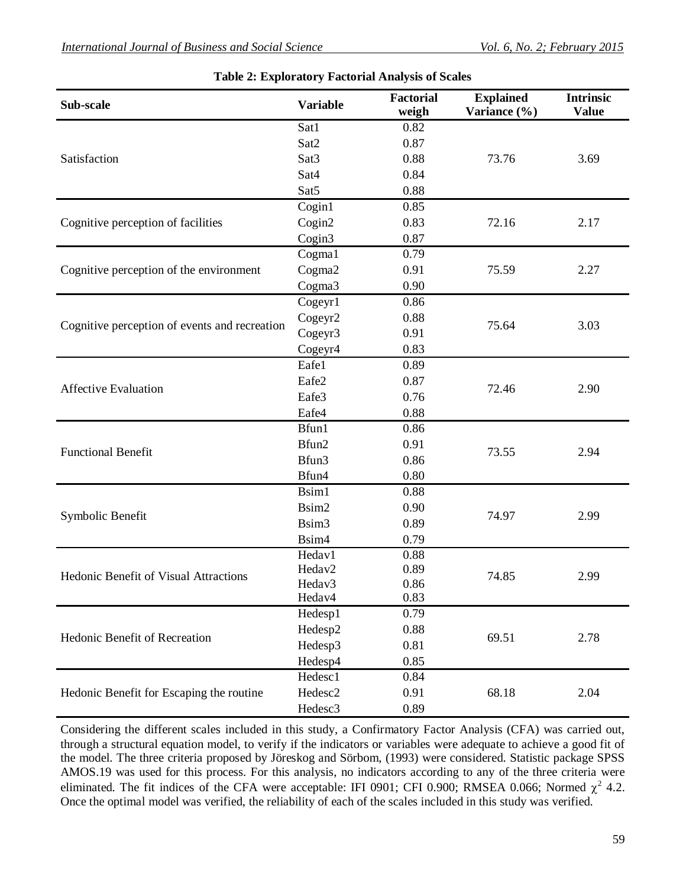**Table 2: Exploratory Factorial Analysis of Scales**

| Sub-scale | Variable | Factorial weigh | Explained Variance (%) | Intrinsic Value |
|---|---|---|---|---|
| Satisfaction | Sat1 | 0.82 | 73.76 | 3.69 |
| | Sat2 | 0.87 | | |
| | Sat3 | 0.88 | | |
| | Sat4 | 0.84 | | |
| | Sat5 | 0.88 | | |
| Cognitive perception of facilities | Cogin1 | 0.85 | 72.16 | 2.17 |
| | Cogin2 | 0.83 | | |
| | Cogin3 | 0.87 | | |
| Cognitive perception of the environment | Cogma1 | 0.79 | 75.59 | 2.27 |
| | Cogma2 | 0.91 | | |
| | Cogma3 | 0.90 | | |
| Cognitive perception of events and recreation | Cogeyr1 | 0.86 | 75.64 | 3.03 |
| | Cogeyr2 | 0.88 | | |
| | Cogeyr3 | 0.91 | | |
| | Cogeyr4 | 0.83 | | |
| Affective Evaluation | Eafe1 | 0.89 | 72.46 | 2.90 |
| | Eafe2 | 0.87 | | |
| | Eafe3 | 0.76 | | |
| | Eafe4 | 0.88 | | |
| Functional Benefit | Bfun1 | 0.86 | 73.55 | 2.94 |
| | Bfun2 | 0.91 | | |
| | Bfun3 | 0.86 | | |
| | Bfun4 | 0.80 | | |
| Symbolic Benefit | Bsim1 | 0.88 | 74.97 | 2.99 |
| | Bsim2 | 0.90 | | |
| | Bsim3 | 0.89 | | |
| | Bsim4 | 0.79 | | |
| Hedonic Benefit of Visual Attractions | Hedav1 | 0.88 | 74.85 | 2.99 |
| | Hedav2 | 0.89 | | |
| | Hedav3 | 0.86 | | |
| | Hedav4 | 0.83 | | |
| Hedonic Benefit of Recreation | Hedesp1 | 0.79 | 69.51 | 2.78 |
| | Hedesp2 | 0.88 | | |
| | Hedesp3 | 0.81 | | |
| | Hedesp4 | 0.85 | | |
| Hedonic Benefit for Escaping the routine | Hedesc1 | 0.84 | 68.18 | 2.04 |
| | Hedesc2 | 0.91 | | |
| | Hedesc3 | 0.89 | | |

Considering the different scales included in this study, a Confirmatory Factor Analysis (CFA) was carried out, through a structural equation model, to verify if the indicators or variables were adequate to achieve a good fit of the model. The three criteria proposed by Jöreskog and Sörbom, (1993) were considered. Statistic package SPSS AMOS.19 was used for this process. For this analysis, no indicators according to any of the three criteria were eliminated. The fit indices of the CFA were acceptable: IFI 0901; CFI 0.900; RMSEA 0.066; Normed $\chi^2$ 4.2. Once the optimal model was verified, the reliability of each of the scales included in this study was verified.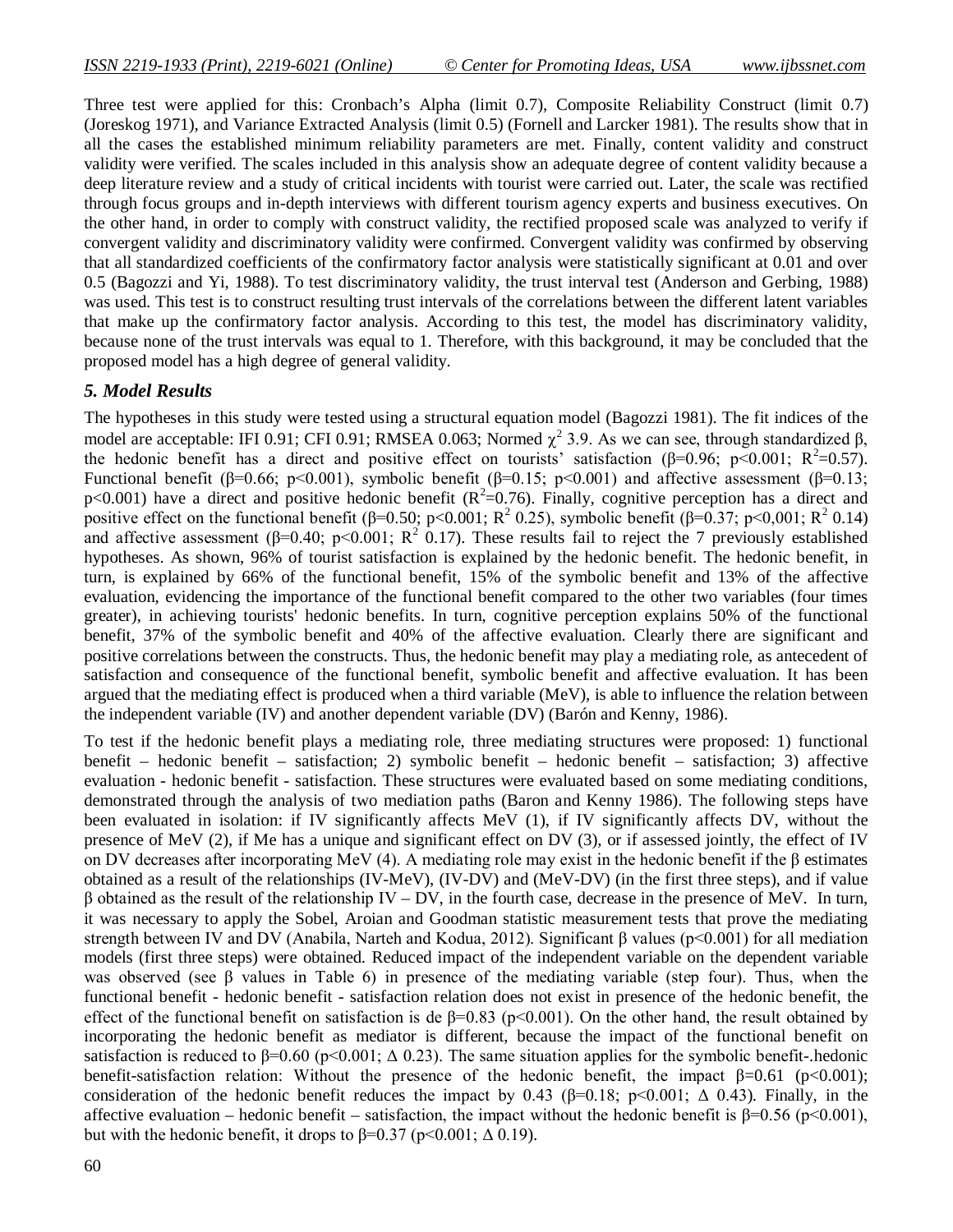Three test were applied for this: Cronbach's Alpha (limit 0.7), Composite Reliability Construct (limit 0.7) (Joreskog 1971), and Variance Extracted Analysis (limit 0.5) (Fornell and Larcker 1981). The results show that in all the cases the established minimum reliability parameters are met. Finally, content validity and construct validity were verified. The scales included in this analysis show an adequate degree of content validity because a deep literature review and a study of critical incidents with tourist were carried out. Later, the scale was rectified through focus groups and in-depth interviews with different tourism agency experts and business executives. On the other hand, in order to comply with construct validity, the rectified proposed scale was analyzed to verify if convergent validity and discriminatory validity were confirmed. Convergent validity was confirmed by observing that all standardized coefficients of the confirmatory factor analysis were statistically significant at 0.01 and over 0.5 (Bagozzi and Yi, 1988). To test discriminatory validity, the trust interval test (Anderson and Gerbing, 1988) was used. This test is to construct resulting trust intervals of the correlations between the different latent variables that make up the confirmatory factor analysis. According to this test, the model has discriminatory validity, because none of the trust intervals was equal to 1. Therefore, with this background, it may be concluded that the proposed model has a high degree of general validity.

## *5. Model Results*

The hypotheses in this study were tested using a structural equation model (Bagozzi 1981). The fit indices of the model are acceptable: IFI 0.91; CFI 0.91; RMSEA 0.063; Normed $\chi^2$ 3.9. As we can see, through standardized β, the hedonic benefit has a direct and positive effect on tourists' satisfaction (β=0.96; $p<0.001$; $R^2$=0.57). Functional benefit (β=0.66; $p<0.001$), symbolic benefit (β=0.15; $p<0.001$) and affective assessment (β=0.13; $p<0.001$) have a direct and positive hedonic benefit ($R^2$=0.76). Finally, cognitive perception has a direct and positive effect on the functional benefit (β=0.50; $p<0.001$; $R^2$ 0.25), symbolic benefit (β=0.37; p<0,001; $R^2$ 0.14) and affective assessment (β=0.40; $p<0.001$; $R^2$ 0.17). These results fail to reject the 7 previously established hypotheses. As shown, 96% of tourist satisfaction is explained by the hedonic benefit. The hedonic benefit, in turn, is explained by 66% of the functional benefit, 15% of the symbolic benefit and 13% of the affective evaluation, evidencing the importance of the functional benefit compared to the other two variables (four times greater), in achieving tourists' hedonic benefits. In turn, cognitive perception explains 50% of the functional benefit, 37% of the symbolic benefit and 40% of the affective evaluation. Clearly there are significant and positive correlations between the constructs. Thus, the hedonic benefit may play a mediating role, as antecedent of satisfaction and consequence of the functional benefit, symbolic benefit and affective evaluation. It has been argued that the mediating effect is produced when a third variable (MeV), is able to influence the relation between the independent variable (IV) and another dependent variable (DV) (Barón and Kenny, 1986).

To test if the hedonic benefit plays a mediating role, three mediating structures were proposed: 1) functional benefit – hedonic benefit – satisfaction; 2) symbolic benefit – hedonic benefit – satisfaction; 3) affective evaluation - hedonic benefit - satisfaction. These structures were evaluated based on some mediating conditions, demonstrated through the analysis of two mediation paths (Baron and Kenny 1986). The following steps have been evaluated in isolation: if IV significantly affects MeV (1), if IV significantly affects DV, without the presence of MeV (2), if Me has a unique and significant effect on DV (3), or if assessed jointly, the effect of IV on DV decreases after incorporating MeV (4). A mediating role may exist in the hedonic benefit if the β estimates obtained as a result of the relationships (IV-MeV), (IV-DV) and (MeV-DV) (in the first three steps), and if value β obtained as the result of the relationship IV – DV, in the fourth case, decrease in the presence of MeV. In turn, it was necessary to apply the Sobel, Aroian and Goodman statistic measurement tests that prove the mediating strength between IV and DV (Anabila, Narteh and Kodua, 2012). Significant β values ($p<0.001$) for all mediation models (first three steps) were obtained. Reduced impact of the independent variable on the dependent variable was observed (see β values in Table 6) in presence of the mediating variable (step four). Thus, when the functional benefit - hedonic benefit - satisfaction relation does not exist in presence of the hedonic benefit, the effect of the functional benefit on satisfaction is de β=0.83 ($p<0.001$). On the other hand, the result obtained by incorporating the hedonic benefit as mediator is different, because the impact of the functional benefit on satisfaction is reduced to β=0.60 ($p<0.001$; Δ 0.23). The same situation applies for the symbolic benefit-.hedonic benefit-satisfaction relation: Without the presence of the hedonic benefit, the impact β=0.61 ($p<0.001$); consideration of the hedonic benefit reduces the impact by 0.43 (β=0.18; $p<0.001$; Δ 0.43). Finally, in the affective evaluation – hedonic benefit – satisfaction, the impact without the hedonic benefit is β=0.56 ($p<0.001$), but with the hedonic benefit, it drops to β=0.37 ($p<0.001$; Δ 0.19).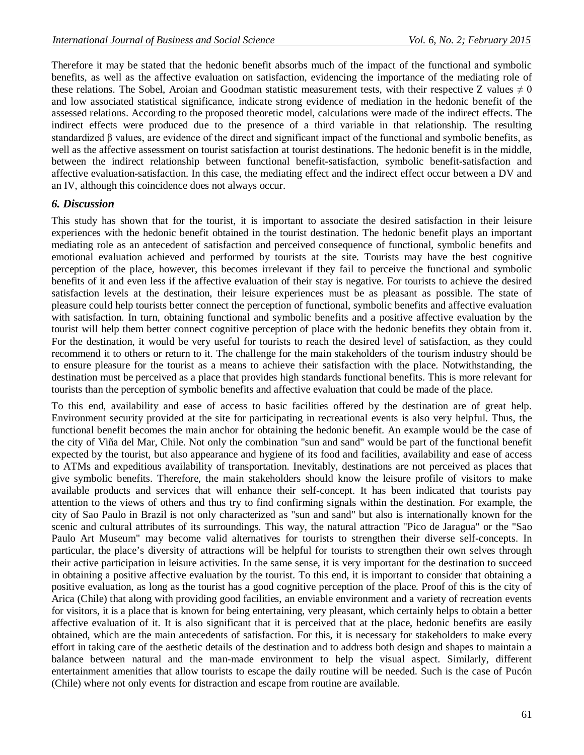Therefore it may be stated that the hedonic benefit absorbs much of the impact of the functional and symbolic benefits, as well as the affective evaluation on satisfaction, evidencing the importance of the mediating role of these relations. The Sobel, Aroian and Goodman statistic measurement tests, with their respective Z values $\neq 0$ and low associated statistical significance, indicate strong evidence of mediation in the hedonic benefit of the assessed relations. According to the proposed theoretic model, calculations were made of the indirect effects. The indirect effects were produced due to the presence of a third variable in that relationship. The resulting standardized $\beta$ values, are evidence of the direct and significant impact of the functional and symbolic benefits, as well as the affective assessment on tourist satisfaction at tourist destinations. The hedonic benefit is in the middle, between the indirect relationship between functional benefit-satisfaction, symbolic benefit-satisfaction and affective evaluation-satisfaction. In this case, the mediating effect and the indirect effect occur between a DV and an IV, although this coincidence does not always occur.

## *6. Discussion*

This study has shown that for the tourist, it is important to associate the desired satisfaction in their leisure experiences with the hedonic benefit obtained in the tourist destination. The hedonic benefit plays an important mediating role as an antecedent of satisfaction and perceived consequence of functional, symbolic benefits and emotional evaluation achieved and performed by tourists at the site. Tourists may have the best cognitive perception of the place, however, this becomes irrelevant if they fail to perceive the functional and symbolic benefits of it and even less if the affective evaluation of their stay is negative. For tourists to achieve the desired satisfaction levels at the destination, their leisure experiences must be as pleasant as possible. The state of pleasure could help tourists better connect the perception of functional, symbolic benefits and affective evaluation with satisfaction. In turn, obtaining functional and symbolic benefits and a positive affective evaluation by the tourist will help them better connect cognitive perception of place with the hedonic benefits they obtain from it. For the destination, it would be very useful for tourists to reach the desired level of satisfaction, as they could recommend it to others or return to it. The challenge for the main stakeholders of the tourism industry should be to ensure pleasure for the tourist as a means to achieve their satisfaction with the place. Notwithstanding, the destination must be perceived as a place that provides high standards functional benefits. This is more relevant for tourists than the perception of symbolic benefits and affective evaluation that could be made of the place.

To this end, availability and ease of access to basic facilities offered by the destination are of great help. Environment security provided at the site for participating in recreational events is also very helpful. Thus, the functional benefit becomes the main anchor for obtaining the hedonic benefit. An example would be the case of the city of Viña del Mar, Chile. Not only the combination "sun and sand" would be part of the functional benefit expected by the tourist, but also appearance and hygiene of its food and facilities, availability and ease of access to ATMs and expeditious availability of transportation. Inevitably, destinations are not perceived as places that give symbolic benefits. Therefore, the main stakeholders should know the leisure profile of visitors to make available products and services that will enhance their self-concept. It has been indicated that tourists pay attention to the views of others and thus try to find confirming signals within the destination. For example, the city of Sao Paulo in Brazil is not only characterized as "sun and sand" but also is internationally known for the scenic and cultural attributes of its surroundings. This way, the natural attraction "Pico de Jaragua" or the "Sao Paulo Art Museum" may become valid alternatives for tourists to strengthen their diverse self-concepts. In particular, the place's diversity of attractions will be helpful for tourists to strengthen their own selves through their active participation in leisure activities. In the same sense, it is very important for the destination to succeed in obtaining a positive affective evaluation by the tourist. To this end, it is important to consider that obtaining a positive evaluation, as long as the tourist has a good cognitive perception of the place. Proof of this is the city of Arica (Chile) that along with providing good facilities, an enviable environment and a variety of recreation events for visitors, it is a place that is known for being entertaining, very pleasant, which certainly helps to obtain a better affective evaluation of it. It is also significant that it is perceived that at the place, hedonic benefits are easily obtained, which are the main antecedents of satisfaction. For this, it is necessary for stakeholders to make every effort in taking care of the aesthetic details of the destination and to address both design and shapes to maintain a balance between natural and the man-made environment to help the visual aspect. Similarly, different entertainment amenities that allow tourists to escape the daily routine will be needed. Such is the case of Pucón (Chile) where not only events for distraction and escape from routine are available.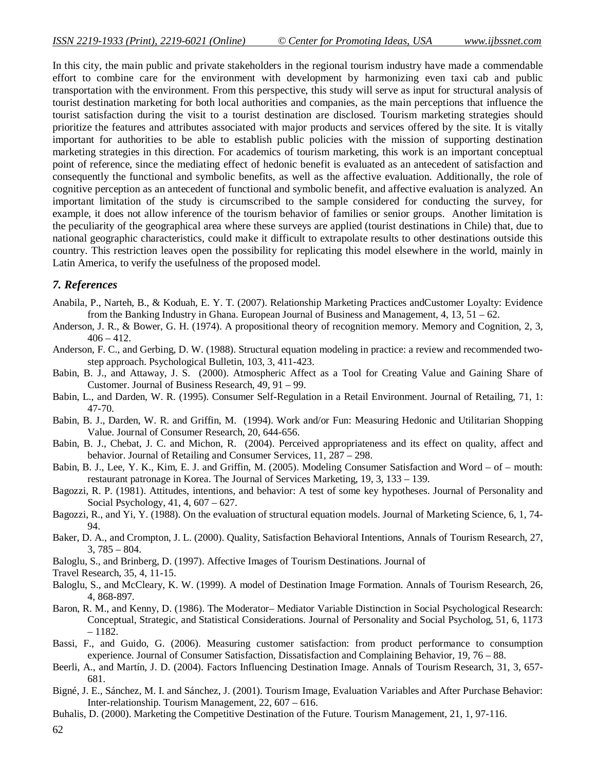In this city, the main public and private stakeholders in the regional tourism industry have made a commendable effort to combine care for the environment with development by harmonizing even taxi cab and public transportation with the environment. From this perspective, this study will serve as input for structural analysis of tourist destination marketing for both local authorities and companies, as the main perceptions that influence the tourist satisfaction during the visit to a tourist destination are disclosed. Tourism marketing strategies should prioritize the features and attributes associated with major products and services offered by the site. It is vitally important for authorities to be able to establish public policies with the mission of supporting destination marketing strategies in this direction. For academics of tourism marketing, this work is an important conceptual point of reference, since the mediating effect of hedonic benefit is evaluated as an antecedent of satisfaction and consequently the functional and symbolic benefits, as well as the affective evaluation. Additionally, the role of cognitive perception as an antecedent of functional and symbolic benefit, and affective evaluation is analyzed. An important limitation of the study is circumscribed to the sample considered for conducting the survey, for example, it does not allow inference of the tourism behavior of families or senior groups. Another limitation is the peculiarity of the geographical area where these surveys are applied (tourist destinations in Chile) that, due to national geographic characteristics, could make it difficult to extrapolate results to other destinations outside this country. This restriction leaves open the possibility for replicating this model elsewhere in the world, mainly in Latin America, to verify the usefulness of the proposed model.

## *7. References*

Anabila, P., Narteh, B., & Koduah, E. Y. T. (2007). Relationship Marketing Practices andCustomer Loyalty: Evidence from the Banking Industry in Ghana. European Journal of Business and Management, 4, 13, 51 – 62.

Anderson, J. R., & Bower, G. H. (1974). A propositional theory of recognition memory. Memory and Cognition, 2, 3, 406 – 412.

Anderson, F. C., and Gerbing, D. W. (1988). Structural equation modeling in practice: a review and recommended two-step approach. Psychological Bulletin, 103, 3, 411-423.

Babin, B. J., and Attaway, J. S. (2000). Atmospheric Affect as a Tool for Creating Value and Gaining Share of Customer. Journal of Business Research, 49, 91 – 99.

Babin, L., and Darden, W. R. (1995). Consumer Self-Regulation in a Retail Environment. Journal of Retailing, 71, 1: 47-70.

Babin, B. J., Darden, W. R. and Griffin, M. (1994). Work and/or Fun: Measuring Hedonic and Utilitarian Shopping Value. Journal of Consumer Research, 20, 644-656.

Babin, B. J., Chebat, J. C. and Michon, R. (2004). Perceived appropriateness and its effect on quality, affect and behavior. Journal of Retailing and Consumer Services, 11, 287 – 298.

Babin, B. J., Lee, Y. K., Kim, E. J. and Griffin, M. (2005). Modeling Consumer Satisfaction and Word – of – mouth: restaurant patronage in Korea. The Journal of Services Marketing, 19, 3, 133 – 139.

Bagozzi, R. P. (1981). Attitudes, intentions, and behavior: A test of some key hypotheses. Journal of Personality and Social Psychology, 41, 4, 607 – 627.

Bagozzi, R., and Yi, Y. (1988). On the evaluation of structural equation models. Journal of Marketing Science, 6, 1, 74-94.

Baker, D. A., and Crompton, J. L. (2000). Quality, Satisfaction Behavioral Intentions, Annals of Tourism Research, 27, 3, 785 – 804.

Baloglu, S., and Brinberg, D. (1997). Affective Images of Tourism Destinations. Journal of

Travel Research, 35, 4, 11-15.

Baloglu, S., and McCleary, K. W. (1999). A model of Destination Image Formation. Annals of Tourism Research, 26, 4, 868-897.

Baron, R. M., and Kenny, D. (1986). The Moderator– Mediator Variable Distinction in Social Psychological Research: Conceptual, Strategic, and Statistical Considerations. Journal of Personality and Social Psycholog, 51, 6, 1173 – 1182.

Bassi, F., and Guido, G. (2006). Measuring customer satisfaction: from product performance to consumption experience. Journal of Consumer Satisfaction, Dissatisfaction and Complaining Behavior, 19, 76 – 88.

Beerli, A., and Martín, J. D. (2004). Factors Influencing Destination Image. Annals of Tourism Research, 31, 3, 657-681.

Bigné, J. E., Sánchez, M. I. and Sánchez, J. (2001). Tourism Image, Evaluation Variables and After Purchase Behavior: Inter-relationship. Tourism Management, 22, 607 – 616.

Buhalis, D. (2000). Marketing the Competitive Destination of the Future. Tourism Management, 21, 1, 97-116.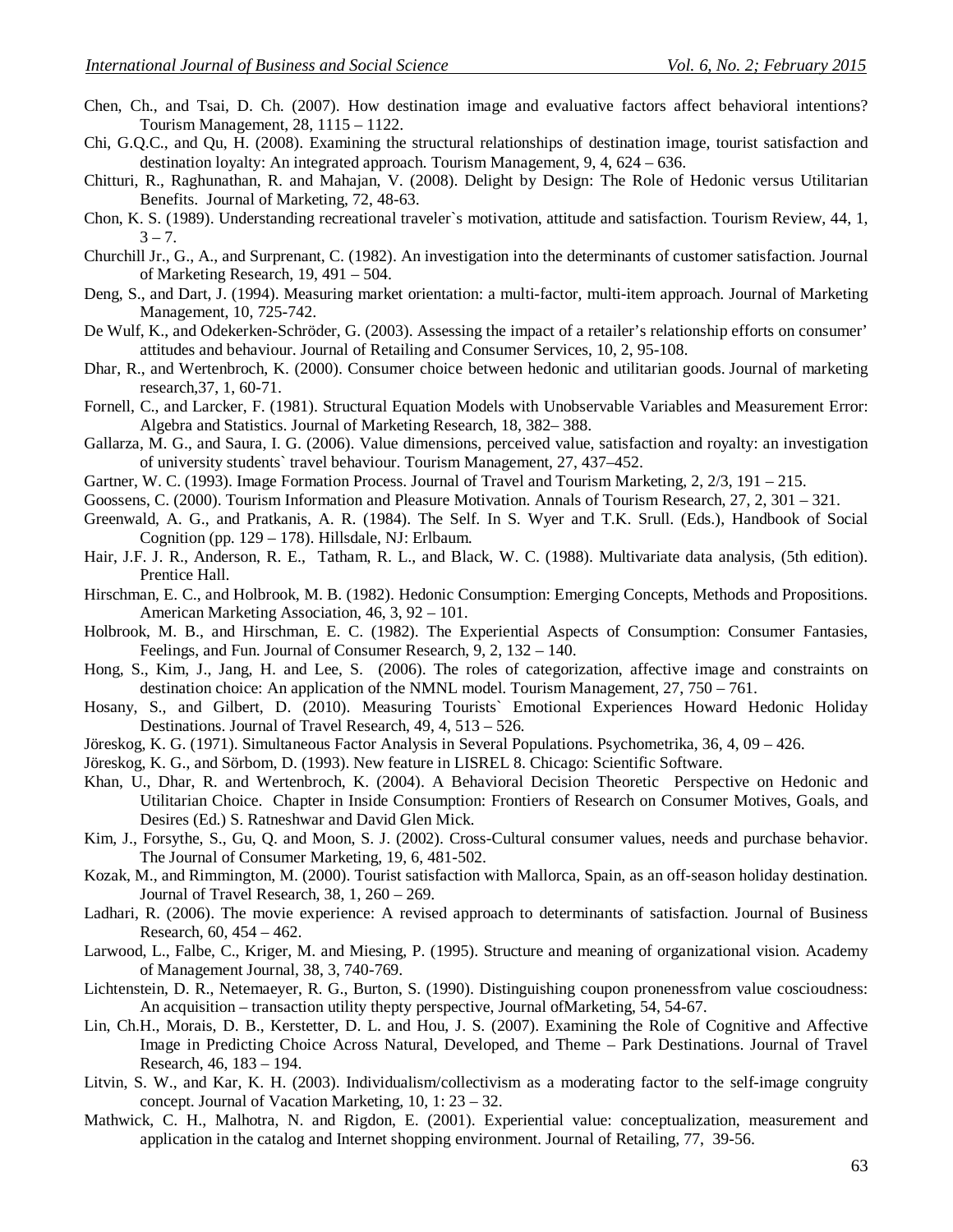Chen, Ch., and Tsai, D. Ch. (2007). How destination image and evaluative factors affect behavioral intentions? Tourism Management, 28, 1115 – 1122.

Chi, G.Q.C., and Qu, H. (2008). Examining the structural relationships of destination image, tourist satisfaction and destination loyalty: An integrated approach. Tourism Management, 9, 4, 624 – 636.

Chitturi, R., Raghunathan, R. and Mahajan, V. (2008). Delight by Design: The Role of Hedonic versus Utilitarian Benefits. Journal of Marketing, 72, 48-63.

Chon, K. S. (1989). Understanding recreational traveler`s motivation, attitude and satisfaction. Tourism Review, 44, 1, 3 – 7.

Churchill Jr., G., A., and Surprenant, C. (1982). An investigation into the determinants of customer satisfaction. Journal of Marketing Research, 19, 491 – 504.

Deng, S., and Dart, J. (1994). Measuring market orientation: a multi-factor, multi-item approach. Journal of Marketing Management, 10, 725-742.

De Wulf, K., and Odekerken-Schröder, G. (2003). Assessing the impact of a retailer's relationship efforts on consumer' attitudes and behaviour. Journal of Retailing and Consumer Services, 10, 2, 95-108.

Dhar, R., and Wertenbroch, K. (2000). Consumer choice between hedonic and utilitarian goods. Journal of marketing research,37, 1, 60-71.

Fornell, C., and Larcker, F. (1981). Structural Equation Models with Unobservable Variables and Measurement Error: Algebra and Statistics. Journal of Marketing Research, 18, 382– 388.

Gallarza, M. G., and Saura, I. G. (2006). Value dimensions, perceived value, satisfaction and royalty: an investigation of university students` travel behaviour. Tourism Management, 27, 437–452.

Gartner, W. C. (1993). Image Formation Process. Journal of Travel and Tourism Marketing, 2, 2/3, 191 – 215.

Goossens, C. (2000). Tourism Information and Pleasure Motivation. Annals of Tourism Research, 27, 2, 301 – 321.

Greenwald, A. G., and Pratkanis, A. R. (1984). The Self. In S. Wyer and T.K. Srull. (Eds.), Handbook of Social Cognition (pp. 129 – 178). Hillsdale, NJ: Erlbaum.

Hair, J.F. J. R., Anderson, R. E., Tatham, R. L., and Black, W. C. (1988). Multivariate data analysis, (5th edition). Prentice Hall.

Hirschman, E. C., and Holbrook, M. B. (1982). Hedonic Consumption: Emerging Concepts, Methods and Propositions. American Marketing Association, 46, 3, 92 – 101.

Holbrook, M. B., and Hirschman, E. C. (1982). The Experiential Aspects of Consumption: Consumer Fantasies, Feelings, and Fun. Journal of Consumer Research, 9, 2, 132 – 140.

Hong, S., Kim, J., Jang, H. and Lee, S. (2006). The roles of categorization, affective image and constraints on destination choice: An application of the NMNL model. Tourism Management, 27, 750 – 761.

Hosany, S., and Gilbert, D. (2010). Measuring Tourists` Emotional Experiences Howard Hedonic Holiday Destinations. Journal of Travel Research, 49, 4, 513 – 526.

Jöreskog, K. G. (1971). Simultaneous Factor Analysis in Several Populations. Psychometrika, 36, 4, 09 – 426.

Jöreskog, K. G., and Sörbom, D. (1993). New feature in LISREL 8. Chicago: Scientific Software.

Khan, U., Dhar, R. and Wertenbroch, K. (2004). A Behavioral Decision Theoretic Perspective on Hedonic and Utilitarian Choice. Chapter in Inside Consumption: Frontiers of Research on Consumer Motives, Goals, and Desires (Ed.) S. Ratneshwar and David Glen Mick.

Kim, J., Forsythe, S., Gu, Q. and Moon, S. J. (2002). Cross-Cultural consumer values, needs and purchase behavior. The Journal of Consumer Marketing, 19, 6, 481-502.

Kozak, M., and Rimmington, M. (2000). Tourist satisfaction with Mallorca, Spain, as an off-season holiday destination. Journal of Travel Research, 38, 1, 260 – 269.

Ladhari, R. (2006). The movie experience: A revised approach to determinants of satisfaction. Journal of Business Research, 60, 454 – 462.

Larwood, L., Falbe, C., Kriger, M. and Miesing, P. (1995). Structure and meaning of organizational vision. Academy of Management Journal, 38, 3, 740-769.

Lichtenstein, D. R., Netemaeyer, R. G., Burton, S. (1990). Distinguishing coupon pronenessfrom value coscioudness: An acquisition – transaction utility thepty perspective, Journal ofMarketing, 54, 54-67.

Lin, Ch.H., Morais, D. B., Kerstetter, D. L. and Hou, J. S. (2007). Examining the Role of Cognitive and Affective Image in Predicting Choice Across Natural, Developed, and Theme – Park Destinations. Journal of Travel Research, 46, 183 – 194.

Litvin, S. W., and Kar, K. H. (2003). Individualism/collectivism as a moderating factor to the self-image congruity concept. Journal of Vacation Marketing, 10, 1: 23 – 32.

Mathwick, C. H., Malhotra, N. and Rigdon, E. (2001). Experiential value: conceptualization, measurement and application in the catalog and Internet shopping environment. Journal of Retailing, 77, 39-56.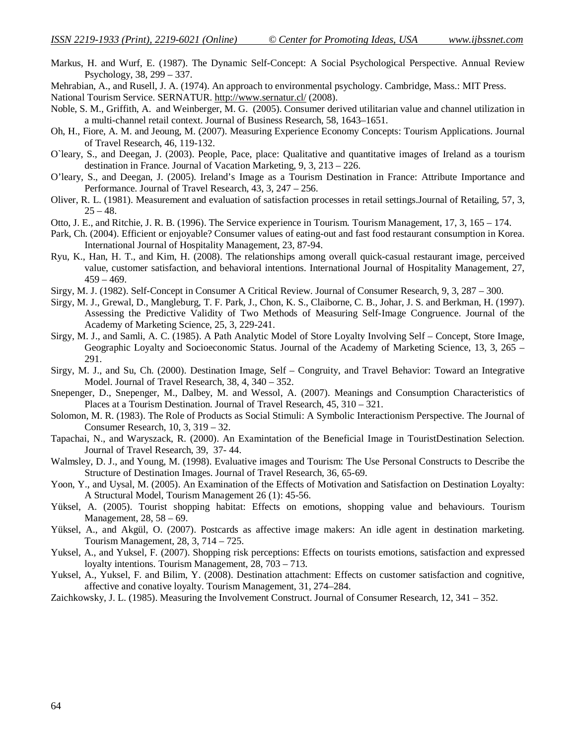Markus, H. and Wurf, E. (1987). The Dynamic Self-Concept: A Social Psychological Perspective. Annual Review Psychology, 38, 299 – 337.

Mehrabian, A., and Rusell, J. A. (1974). An approach to environmental psychology. Cambridge, Mass.: MIT Press.

National Tourism Service. SERNATUR. http://www.sernatur.cl/ (2008).

Noble, S. M., Griffith, A. and Weinberger, M. G. (2005). Consumer derived utilitarian value and channel utilization in a multi-channel retail context. Journal of Business Research, 58, 1643–1651.

Oh, H., Fiore, A. M. and Jeoung, M. (2007). Measuring Experience Economy Concepts: Tourism Applications. Journal of Travel Research, 46, 119-132.

O`leary, S., and Deegan, J. (2003). People, Pace, place: Qualitative and quantitative images of Ireland as a tourism destination in France. Journal of Vacation Marketing, 9, 3, 213 – 226.

O'leary, S., and Deegan, J. (2005). Ireland's Image as a Tourism Destination in France: Attribute Importance and Performance. Journal of Travel Research, 43, 3, 247 – 256.

Oliver, R. L. (1981). Measurement and evaluation of satisfaction processes in retail settings.Journal of Retailing, 57, 3, 25 – 48.

Otto, J. E., and Ritchie, J. R. B. (1996). The Service experience in Tourism. Tourism Management, 17, 3, 165 – 174.

Park, Ch. (2004). Efficient or enjoyable? Consumer values of eating-out and fast food restaurant consumption in Korea. International Journal of Hospitality Management, 23, 87-94.

Ryu, K., Han, H. T., and Kim, H. (2008). The relationships among overall quick-casual restaurant image, perceived value, customer satisfaction, and behavioral intentions. International Journal of Hospitality Management, 27, 459 – 469.

Sirgy, M. J. (1982). Self-Concept in Consumer A Critical Review. Journal of Consumer Research, 9, 3, 287 – 300.

Sirgy, M. J., Grewal, D., Mangleburg, T. F. Park, J., Chon, K. S., Claiborne, C. B., Johar, J. S. and Berkman, H. (1997). Assessing the Predictive Validity of Two Methods of Measuring Self-Image Congruence. Journal of the Academy of Marketing Science, 25, 3, 229-241.

Sirgy, M. J., and Samli, A. C. (1985). A Path Analytic Model of Store Loyalty Involving Self – Concept, Store Image, Geographic Loyalty and Socioeconomic Status. Journal of the Academy of Marketing Science, 13, 3, 265 – 291.

Sirgy, M. J., and Su, Ch. (2000). Destination Image, Self – Congruity, and Travel Behavior: Toward an Integrative Model. Journal of Travel Research, 38, 4, 340 – 352.

Snepenger, D., Snepenger, M., Dalbey, M. and Wessol, A. (2007). Meanings and Consumption Characteristics of Places at a Tourism Destination. Journal of Travel Research, 45, 310 – 321.

Solomon, M. R. (1983). The Role of Products as Social Stimuli: A Symbolic Interactionism Perspective. The Journal of Consumer Research, 10, 3, 319 – 32.

Tapachai, N., and Waryszack, R. (2000). An Examintation of the Beneficial Image in TouristDestination Selection. Journal of Travel Research, 39, 37- 44.

Walmsley, D. J., and Young, M. (1998). Evaluative images and Tourism: The Use Personal Constructs to Describe the Structure of Destination Images. Journal of Travel Research, 36, 65-69.

Yoon, Y., and Uysal, M. (2005). An Examination of the Effects of Motivation and Satisfaction on Destination Loyalty: A Structural Model, Tourism Management 26 (1): 45-56.

Yüksel, A. (2005). Tourist shopping habitat: Effects on emotions, shopping value and behaviours. Tourism Management, 28, 58 – 69.

Yüksel, A., and Akgül, O. (2007). Postcards as affective image makers: An idle agent in destination marketing. Tourism Management, 28, 3, 714 – 725.

Yuksel, A., and Yuksel, F. (2007). Shopping risk perceptions: Effects on tourists emotions, satisfaction and expressed loyalty intentions. Tourism Management, 28, 703 – 713.

Yuksel, A., Yuksel, F. and Bilim, Y. (2008). Destination attachment: Effects on customer satisfaction and cognitive, affective and conative loyalty. Tourism Management, 31, 274–284.

Zaichkowsky, J. L. (1985). Measuring the Involvement Construct. Journal of Consumer Research, 12, 341 – 352.